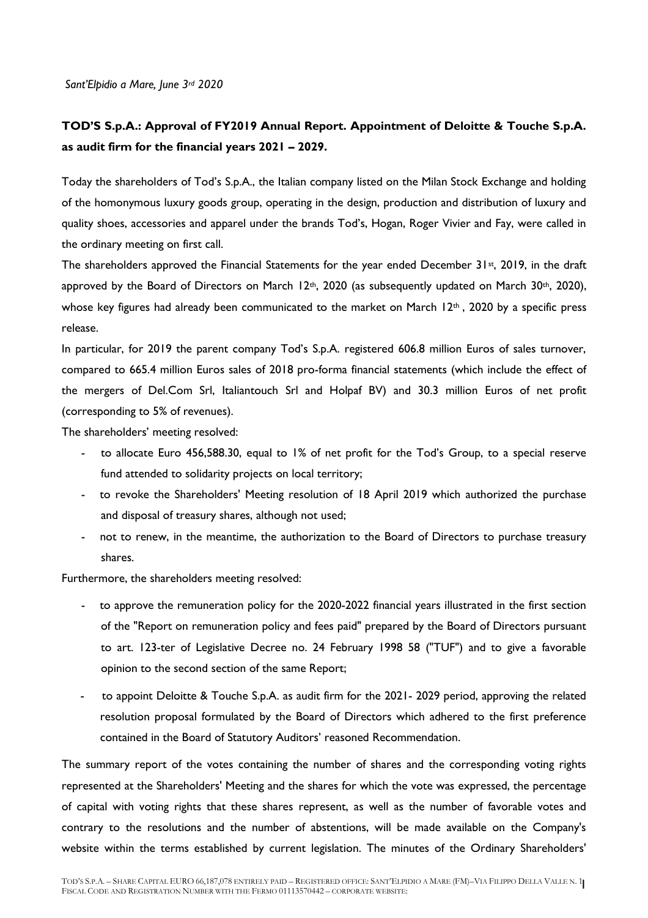*Sant'Elpidio a Mare, June 3rd 2020*

**TOD'S S.p.A.: Approval of FY2019 Annual Report. Appointment of Deloitte & Touche S.p.A. as audit firm for the financial years 2021 – 2029.**

Today the shareholders of Tod's S.p.A., the Italian company listed on the Milan Stock Exchange and holding of the homonymous luxury goods group, operating in the design, production and distribution of luxury and quality shoes, accessories and apparel under the brands Tod's, Hogan, Roger Vivier and Fay, were called in the ordinary meeting on first call.

The shareholders approved the Financial Statements for the year ended December 31st, 2019, in the draft approved by the Board of Directors on March 12th, 2020 (as subsequently updated on March 30th, 2020), whose key figures had already been communicated to the market on March 12th , 2020 by a specific press release.

In particular, for 2019 the parent company Tod's S.p.A. registered 606.8 million Euros of sales turnover, compared to 665.4 million Euros sales of 2018 pro-forma financial statements (which include the effect of the mergers of Del.Com Srl, Italiantouch Srl and Holpaf BV) and 30.3 million Euros of net profit (corresponding to 5% of revenues).

The shareholders' meeting resolved:

- to allocate Euro 456,588.30, equal to 1% of net profit for the Tod's Group, to a special reserve fund attended to solidarity projects on local territory;
- to revoke the Shareholders' Meeting resolution of 18 April 2019 which authorized the purchase and disposal of treasury shares, although not used;
- not to renew, in the meantime, the authorization to the Board of Directors to purchase treasury shares.

Furthermore, the shareholders meeting resolved:

- to approve the remuneration policy for the 2020-2022 financial years illustrated in the first section of the "Report on remuneration policy and fees paid" prepared by the Board of Directors pursuant to art. 123-ter of Legislative Decree no. 24 February 1998 58 ("TUF") and to give a favorable opinion to the second section of the same Report;
- to appoint Deloitte & Touche S.p.A. as audit firm for the 2021- 2029 period, approving the related resolution proposal formulated by the Board of Directors which adhered to the first preference contained in the Board of Statutory Auditors' reasoned Recommendation.

The summary report of the votes containing the number of shares and the corresponding voting rights represented at the Shareholders' Meeting and the shares for which the vote was expressed, the percentage of capital with voting rights that these shares represent, as well as the number of favorable votes and contrary to the resolutions and the number of abstentions, will be made available on the Company's website within the terms established by current legislation. The minutes of the Ordinary Shareholders'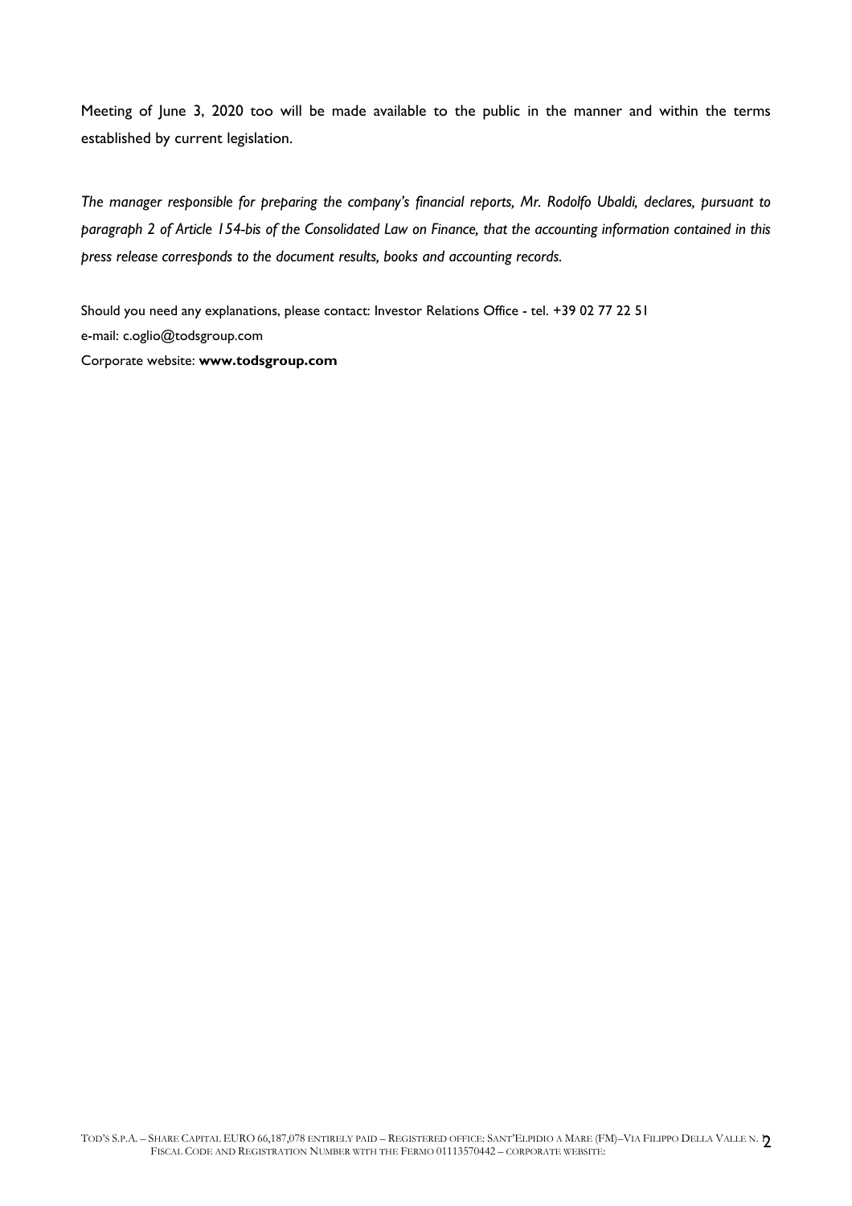Meeting of June 3, 2020 too will be made available to the public in the manner and within the terms established by current legislation.

*The manager responsible for preparing the company's financial reports, Mr. Rodolfo Ubaldi, declares, pursuant to paragraph 2 of Article 154-bis of the Consolidated Law on Finance, that the accounting information contained in this press release corresponds to the document results, books and accounting records.*

Should you need any explanations, please contact: Investor Relations Office - tel. +39 02 77 22 51
e-mail: c.oglio@todsgroup.com
Corporate website: **www.todsgroup.com**